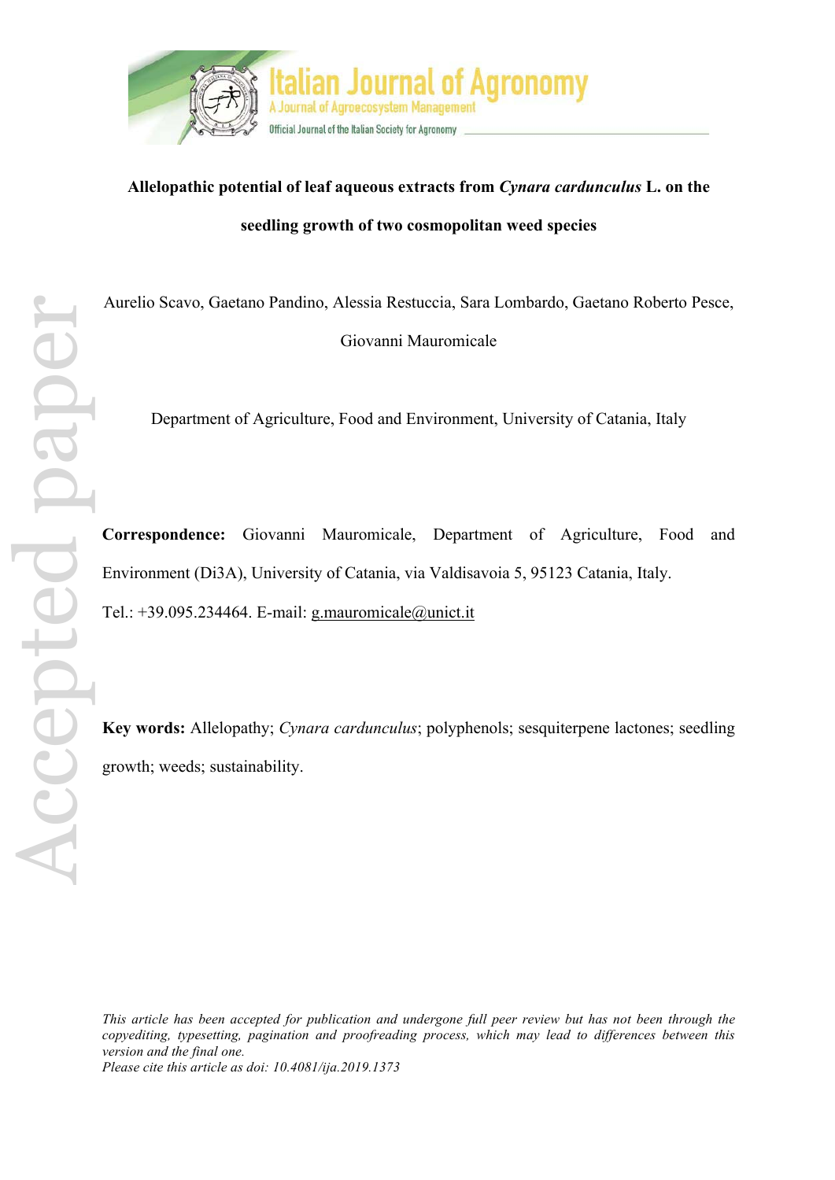**Allelopathic potential of leaf aqueous extracts from *Cynara cardunculus* L. on the seedling growth of two cosmopolitan weed species**

Aurelio Scavo, Gaetano Pandino, Alessia Restuccia, Sara Lombardo, Gaetano Roberto Pesce, Giovanni Mauromicale

Department of Agriculture, Food and Environment, University of Catania, Italy

**Correspondence:** Giovanni Mauromicale, Department of Agriculture, Food and Environment (Di3A), University of Catania, via Valdisavoia 5, 95123 Catania, Italy. Tel.: +39.095.234464. E-mail: g.mauromicale@unict.it

**Key words:** Allelopathy; *Cynara cardunculus*; polyphenols; sesquiterpene lactones; seedling growth; weeds; sustainability.

*This article has been accepted for publication and undergone full peer review but has not been through the copyediting, typesetting, pagination and proofreading process, which may lead to differences between this version and the final one.*
*Please cite this article as doi: 10.4081/ija.2019.1373*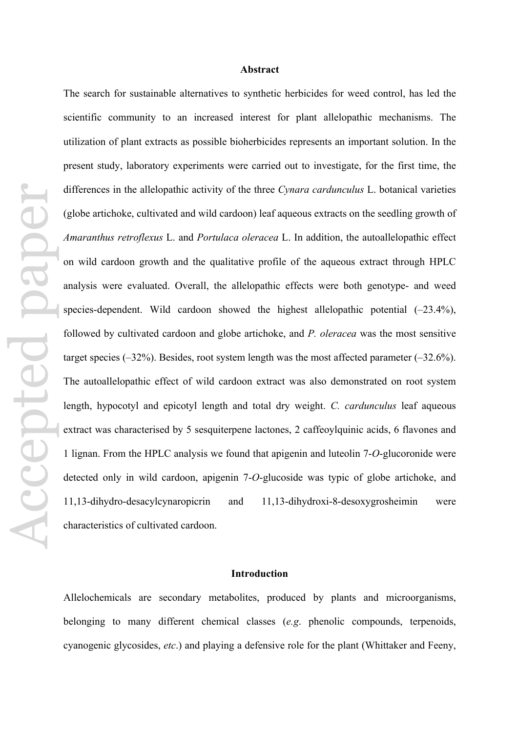## Abstract

The search for sustainable alternatives to synthetic herbicides for weed control, has led the scientific community to an increased interest for plant allelopathic mechanisms. The utilization of plant extracts as possible bioherbicides represents an important solution. In the present study, laboratory experiments were carried out to investigate, for the first time, the differences in the allelopathic activity of the three *Cynara cardunculus* L. botanical varieties (globe artichoke, cultivated and wild cardoon) leaf aqueous extracts on the seedling growth of *Amaranthus retroflexus* L. and *Portulaca oleracea* L. In addition, the autoallelopathic effect on wild cardoon growth and the qualitative profile of the aqueous extract through HPLC analysis were evaluated. Overall, the allelopathic effects were both genotype- and weed species-dependent. Wild cardoon showed the highest allelopathic potential (–23.4%), followed by cultivated cardoon and globe artichoke, and *P. oleracea* was the most sensitive target species (–32%). Besides, root system length was the most affected parameter (–32.6%). The autoallelopathic effect of wild cardoon extract was also demonstrated on root system length, hypocotyl and epicotyl length and total dry weight. *C. cardunculus* leaf aqueous extract was characterised by 5 sesquiterpene lactones, 2 caffeoylquinic acids, 6 flavones and 1 lignan. From the HPLC analysis we found that apigenin and luteolin 7-*O*-glucoronide were detected only in wild cardoon, apigenin 7-*O*-glucoside was typic of globe artichoke, and 11,13-dihydro-desacylcynaropicrin and 11,13-dihydroxi-8-desoxygrosheimin were characteristics of cultivated cardoon.

## Introduction

Allelochemicals are secondary metabolites, produced by plants and microorganisms, belonging to many different chemical classes (*e.g.* phenolic compounds, terpenoids, cyanogenic glycosides, *etc.*) and playing a defensive role for the plant (Whittaker and Feeny,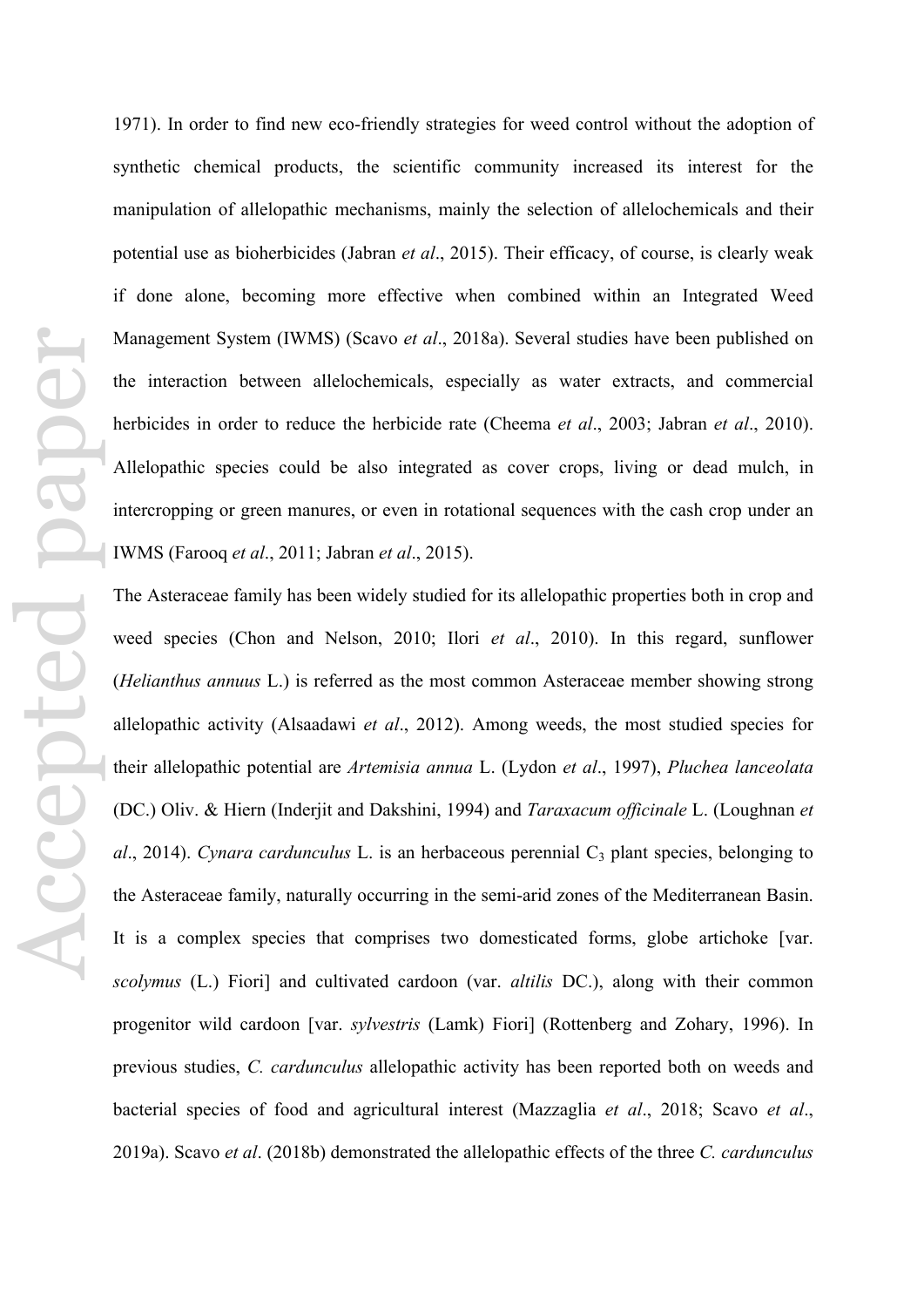1971). In order to find new eco-friendly strategies for weed control without the adoption of synthetic chemical products, the scientific community increased its interest for the manipulation of allelopathic mechanisms, mainly the selection of allelochemicals and their potential use as bioherbicides (Jabran *et al*., 2015). Their efficacy, of course, is clearly weak if done alone, becoming more effective when combined within an Integrated Weed Management System (IWMS) (Scavo *et al*., 2018a). Several studies have been published on the interaction between allelochemicals, especially as water extracts, and commercial herbicides in order to reduce the herbicide rate (Cheema *et al*., 2003; Jabran *et al*., 2010). Allelopathic species could be also integrated as cover crops, living or dead mulch, in intercropping or green manures, or even in rotational sequences with the cash crop under an IWMS (Farooq *et al*., 2011; Jabran *et al*., 2015).

The Asteraceae family has been widely studied for its allelopathic properties both in crop and weed species (Chon and Nelson, 2010; Ilori *et al*., 2010). In this regard, sunflower (*Helianthus annuus* L.) is referred as the most common Asteraceae member showing strong allelopathic activity (Alsaadawi *et al*., 2012). Among weeds, the most studied species for their allelopathic potential are *Artemisia annua* L. (Lydon *et al*., 1997), *Pluchea lanceolata* (DC.) Oliv. & Hiern (Inderjit and Dakshini, 1994) and *Taraxacum officinale* L. (Loughnan *et al*., 2014). *Cynara cardunculus* L. is an herbaceous perennial $C_3$ plant species, belonging to the Asteraceae family, naturally occurring in the semi-arid zones of the Mediterranean Basin. It is a complex species that comprises two domesticated forms, globe artichoke [var. *scolymus* (L.) Fiori] and cultivated cardoon (var. *altilis* DC.), along with their common progenitor wild cardoon [var. *sylvestris* (Lamk) Fiori] (Rottenberg and Zohary, 1996). In previous studies, *C. cardunculus* allelopathic activity has been reported both on weeds and bacterial species of food and agricultural interest (Mazzaglia *et al*., 2018; Scavo *et al*., 2019a). Scavo *et al*. (2018b) demonstrated the allelopathic effects of the three *C. cardunculus*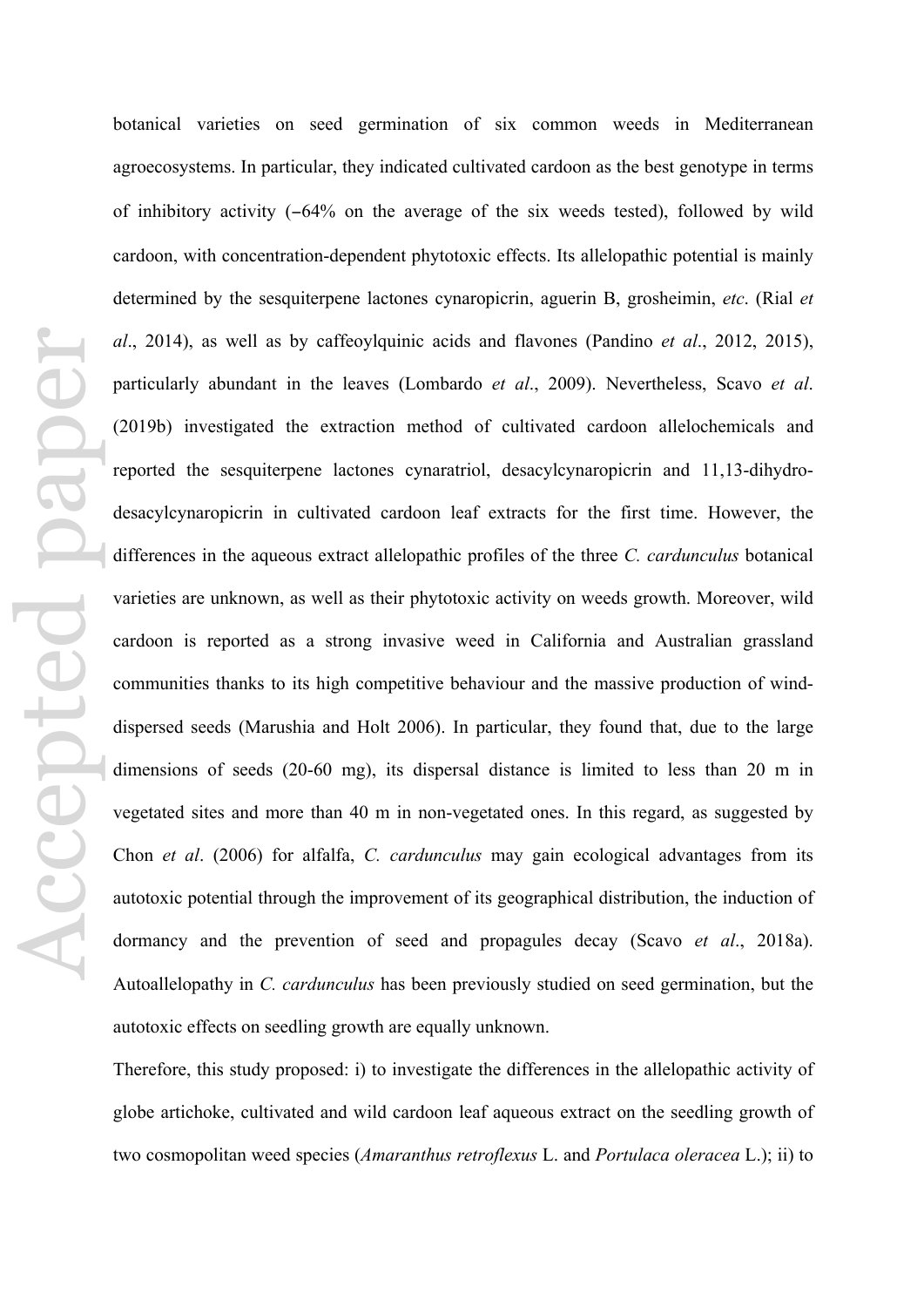botanical varieties on seed germination of six common weeds in Mediterranean agroecosystems. In particular, they indicated cultivated cardoon as the best genotype in terms of inhibitory activity (−64% on the average of the six weeds tested), followed by wild cardoon, with concentration-dependent phytotoxic effects. Its allelopathic potential is mainly determined by the sesquiterpene lactones cynaropicrin, aguerin B, grosheimin, *etc*. (Rial *et al*., 2014), as well as by caffeoylquinic acids and flavones (Pandino *et al*., 2012, 2015), particularly abundant in the leaves (Lombardo *et al*., 2009). Nevertheless, Scavo *et al*. (2019b) investigated the extraction method of cultivated cardoon allelochemicals and reported the sesquiterpene lactones cynaratriol, desacylcynaropicrin and 11,13-dihydro-desacylcynaropicrin in cultivated cardoon leaf extracts for the first time. However, the differences in the aqueous extract allelopathic profiles of the three *C. cardunculus* botanical varieties are unknown, as well as their phytotoxic activity on weeds growth. Moreover, wild cardoon is reported as a strong invasive weed in California and Australian grassland communities thanks to its high competitive behaviour and the massive production of wind-dispersed seeds (Marushia and Holt 2006). In particular, they found that, due to the large dimensions of seeds (20-60 mg), its dispersal distance is limited to less than 20 m in vegetated sites and more than 40 m in non-vegetated ones. In this regard, as suggested by Chon *et al*. (2006) for alfalfa, *C. cardunculus* may gain ecological advantages from its autotoxic potential through the improvement of its geographical distribution, the induction of dormancy and the prevention of seed and propagules decay (Scavo *et al*., 2018a). Autoallelopathy in *C. cardunculus* has been previously studied on seed germination, but the autotoxic effects on seedling growth are equally unknown.

Therefore, this study proposed: i) to investigate the differences in the allelopathic activity of globe artichoke, cultivated and wild cardoon leaf aqueous extract on the seedling growth of two cosmopolitan weed species (*Amaranthus retroflexus* L. and *Portulaca oleracea* L.); ii) to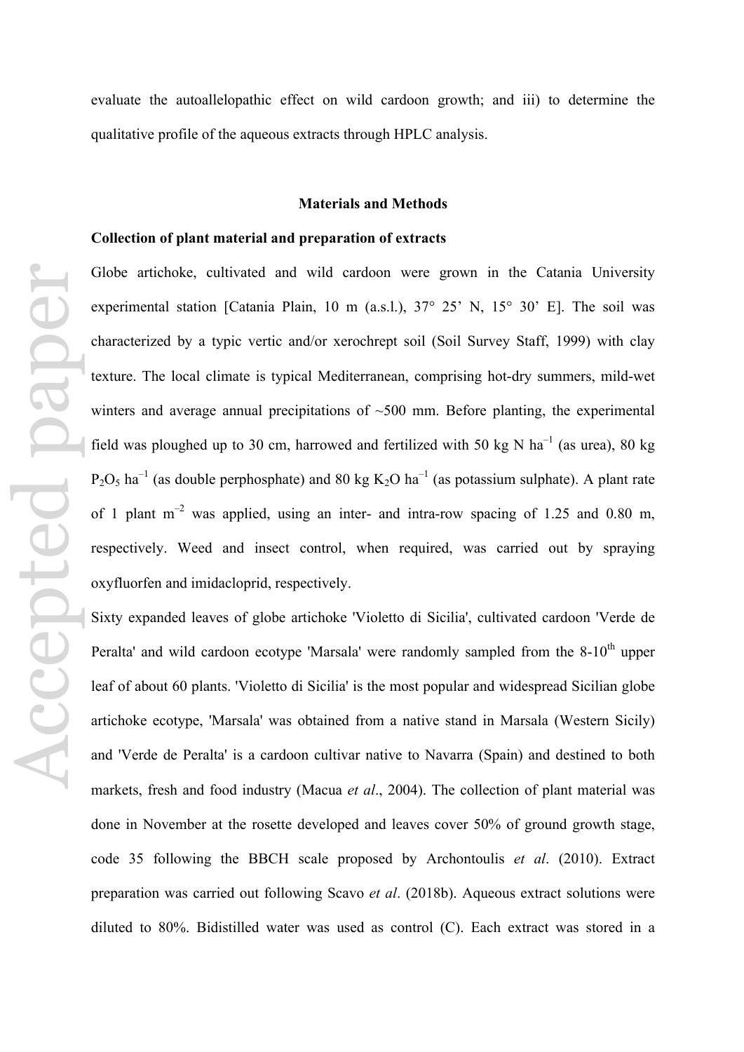evaluate the autoallelopathic effect on wild cardoon growth; and iii) to determine the qualitative profile of the aqueous extracts through HPLC analysis.

## Materials and Methods

### Collection of plant material and preparation of extracts

Globe artichoke, cultivated and wild cardoon were grown in the Catania University experimental station [Catania Plain, 10 m (a.s.l.), 37° 25' N, 15° 30' E]. The soil was characterized by a typic vertic and/or xerochrept soil (Soil Survey Staff, 1999) with clay texture. The local climate is typical Mediterranean, comprising hot-dry summers, mild-wet winters and average annual precipitations of ~500 mm. Before planting, the experimental field was ploughed up to 30 cm, harrowed and fertilized with 50 kg N $ha^{-1}$ (as urea), 80 kg $P_2O_5$ $ha^{-1}$ (as double perphosphate) and 80 kg $K_2O$ $ha^{-1}$ (as potassium sulphate). A plant rate of 1 plant $m^{-2}$ was applied, using an inter- and intra-row spacing of 1.25 and 0.80 m, respectively. Weed and insect control, when required, was carried out by spraying oxyfluorfen and imidacloprid, respectively.

Sixty expanded leaves of globe artichoke 'Violetto di Sicilia', cultivated cardoon 'Verde de Peralta' and wild cardoon ecotype 'Marsala' were randomly sampled from the 8-10$^{th}$ upper leaf of about 60 plants. 'Violetto di Sicilia' is the most popular and widespread Sicilian globe artichoke ecotype, 'Marsala' was obtained from a native stand in Marsala (Western Sicily) and 'Verde de Peralta' is a cardoon cultivar native to Navarra (Spain) and destined to both markets, fresh and food industry (Macua *et al*., 2004). The collection of plant material was done in November at the rosette developed and leaves cover 50% of ground growth stage, code 35 following the BBCH scale proposed by Archontoulis *et al*. (2010). Extract preparation was carried out following Scavo *et al*. (2018b). Aqueous extract solutions were diluted to 80%. Bidistilled water was used as control (C). Each extract was stored in a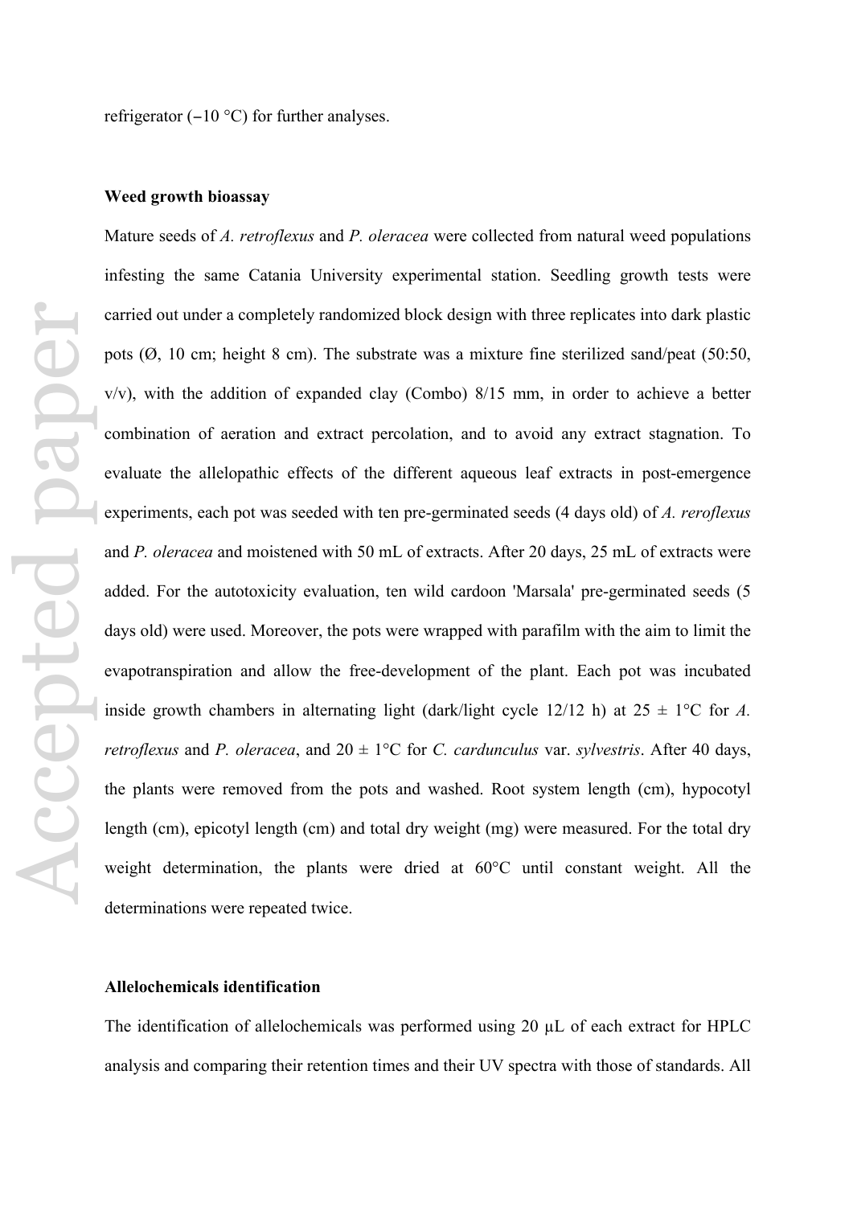refrigerator (−10 °C) for further analyses.

**Weed growth bioassay**

Mature seeds of *A. retroflexus* and *P. oleracea* were collected from natural weed populations infesting the same Catania University experimental station. Seedling growth tests were carried out under a completely randomized block design with three replicates into dark plastic pots (Ø, 10 cm; height 8 cm). The substrate was a mixture fine sterilized sand/peat (50:50, v/v), with the addition of expanded clay (Combo) 8/15 mm, in order to achieve a better combination of aeration and extract percolation, and to avoid any extract stagnation. To evaluate the allelopathic effects of the different aqueous leaf extracts in post-emergence experiments, each pot was seeded with ten pre-germinated seeds (4 days old) of *A. reroflexus* and *P. oleracea* and moistened with 50 mL of extracts. After 20 days, 25 mL of extracts were added. For the autotoxicity evaluation, ten wild cardoon 'Marsala' pre-germinated seeds (5 days old) were used. Moreover, the pots were wrapped with parafilm with the aim to limit the evapotranspiration and allow the free-development of the plant. Each pot was incubated inside growth chambers in alternating light (dark/light cycle 12/12 h) at 25 ± 1°C for *A. retroflexus* and *P. oleracea*, and 20 ± 1°C for *C. cardunculus* var. *sylvestris*. After 40 days, the plants were removed from the pots and washed. Root system length (cm), hypocotyl length (cm), epicotyl length (cm) and total dry weight (mg) were measured. For the total dry weight determination, the plants were dried at 60°C until constant weight. All the determinations were repeated twice.

**Allelochemicals identification**

The identification of allelochemicals was performed using 20 μL of each extract for HPLC analysis and comparing their retention times and their UV spectra with those of standards. All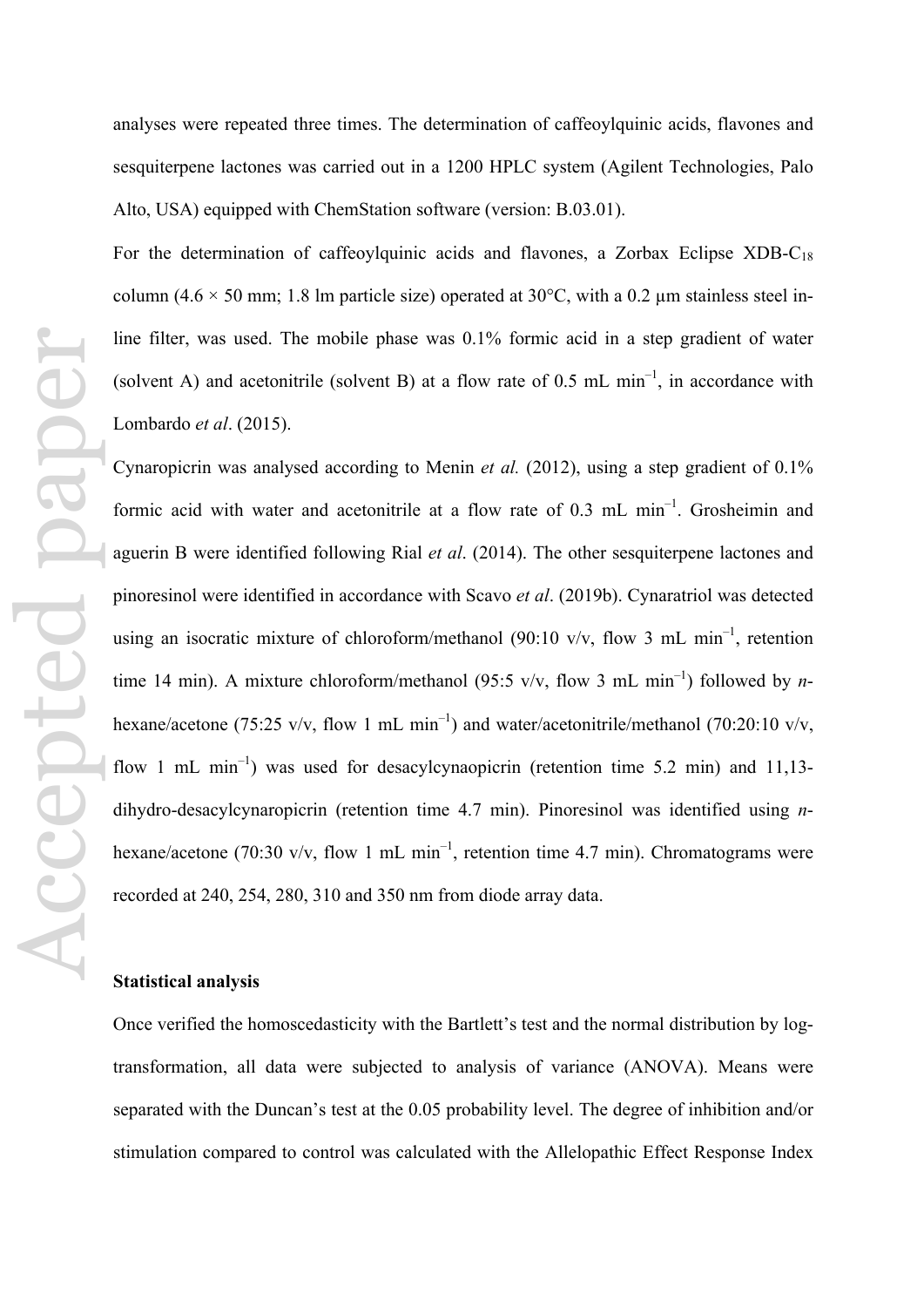analyses were repeated three times. The determination of caffeoylquinic acids, flavones and sesquiterpene lactones was carried out in a 1200 HPLC system (Agilent Technologies, Palo Alto, USA) equipped with ChemStation software (version: B.03.01).

For the determination of caffeoylquinic acids and flavones, a Zorbax Eclipse XDB-$C_{18}$ column (4.6 × 50 mm; 1.8 lm particle size) operated at 30°C, with a 0.2 µm stainless steel in-line filter, was used. The mobile phase was 0.1% formic acid in a step gradient of water (solvent A) and acetonitrile (solvent B) at a flow rate of 0.5 mL $min^{-1}$, in accordance with Lombardo *et al*. (2015).

Cynaropicrin was analysed according to Menin *et al.* (2012), using a step gradient of 0.1% formic acid with water and acetonitrile at a flow rate of 0.3 mL $min^{-1}$. Grosheimin and aguerin B were identified following Rial *et al*. (2014). The other sesquiterpene lactones and pinoresinol were identified in accordance with Scavo *et al*. (2019b). Cynaratriol was detected using an isocratic mixture of chloroform/methanol (90:10 v/v, flow 3 mL $min^{-1}$, retention time 14 min). A mixture chloroform/methanol (95:5 v/v, flow 3 mL $min^{-1}$) followed by *n*-hexane/acetone (75:25 v/v, flow 1 mL $min^{-1}$) and water/acetonitrile/methanol (70:20:10 v/v, flow 1 mL $min^{-1}$) was used for desacylcynaopicrin (retention time 5.2 min) and 11,13-dihydro-desacylcynaropicrin (retention time 4.7 min). Pinoresinol was identified using *n*-hexane/acetone (70:30 v/v, flow 1 mL $min^{-1}$, retention time 4.7 min). Chromatograms were recorded at 240, 254, 280, 310 and 350 nm from diode array data.

## Statistical analysis

Once verified the homoscedasticity with the Bartlett's test and the normal distribution by log-transformation, all data were subjected to analysis of variance (ANOVA). Means were separated with the Duncan's test at the 0.05 probability level. The degree of inhibition and/or stimulation compared to control was calculated with the Allelopathic Effect Response Index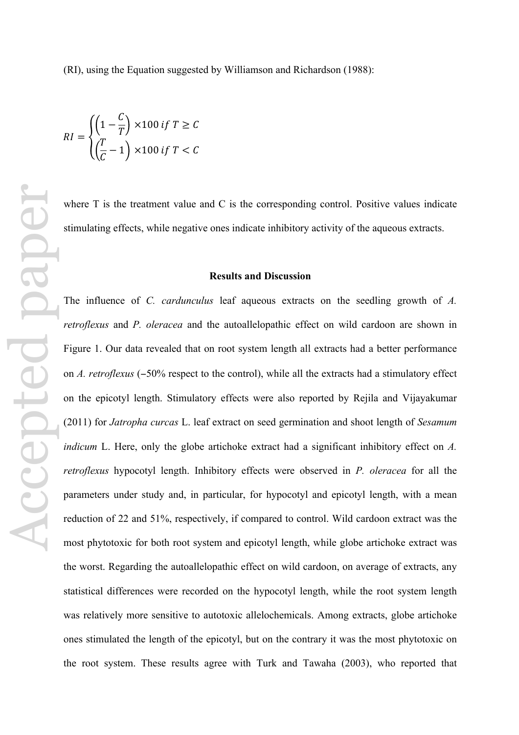(RI), using the Equation suggested by Williamson and Richardson (1988):

$$RI = \begin{cases} \left(1 - \frac{C}{T}\right) \times 100 \; if \; T \geq C \\ \left(\frac{T}{C} - 1\right) \times 100 \; if \; T < C \end{cases}$$

where T is the treatment value and C is the corresponding control. Positive values indicate stimulating effects, while negative ones indicate inhibitory activity of the aqueous extracts.

## Results and Discussion

The influence of *C. cardunculus* leaf aqueous extracts on the seedling growth of *A. retroflexus* and *P. oleracea* and the autoallelopathic effect on wild cardoon are shown in Figure 1. Our data revealed that on root system length all extracts had a better performance on *A. retroflexus* (−50% respect to the control), while all the extracts had a stimulatory effect on the epicotyl length. Stimulatory effects were also reported by Rejila and Vijayakumar (2011) for *Jatropha curcas* L. leaf extract on seed germination and shoot length of *Sesamum indicum* L. Here, only the globe artichoke extract had a significant inhibitory effect on *A. retroflexus* hypocotyl length. Inhibitory effects were observed in *P. oleracea* for all the parameters under study and, in particular, for hypocotyl and epicotyl length, with a mean reduction of 22 and 51%, respectively, if compared to control. Wild cardoon extract was the most phytotoxic for both root system and epicotyl length, while globe artichoke extract was the worst. Regarding the autoallelopathic effect on wild cardoon, on average of extracts, any statistical differences were recorded on the hypocotyl length, while the root system length was relatively more sensitive to autotoxic allelochemicals. Among extracts, globe artichoke ones stimulated the length of the epicotyl, but on the contrary it was the most phytotoxic on the root system. These results agree with Turk and Tawaha (2003), who reported that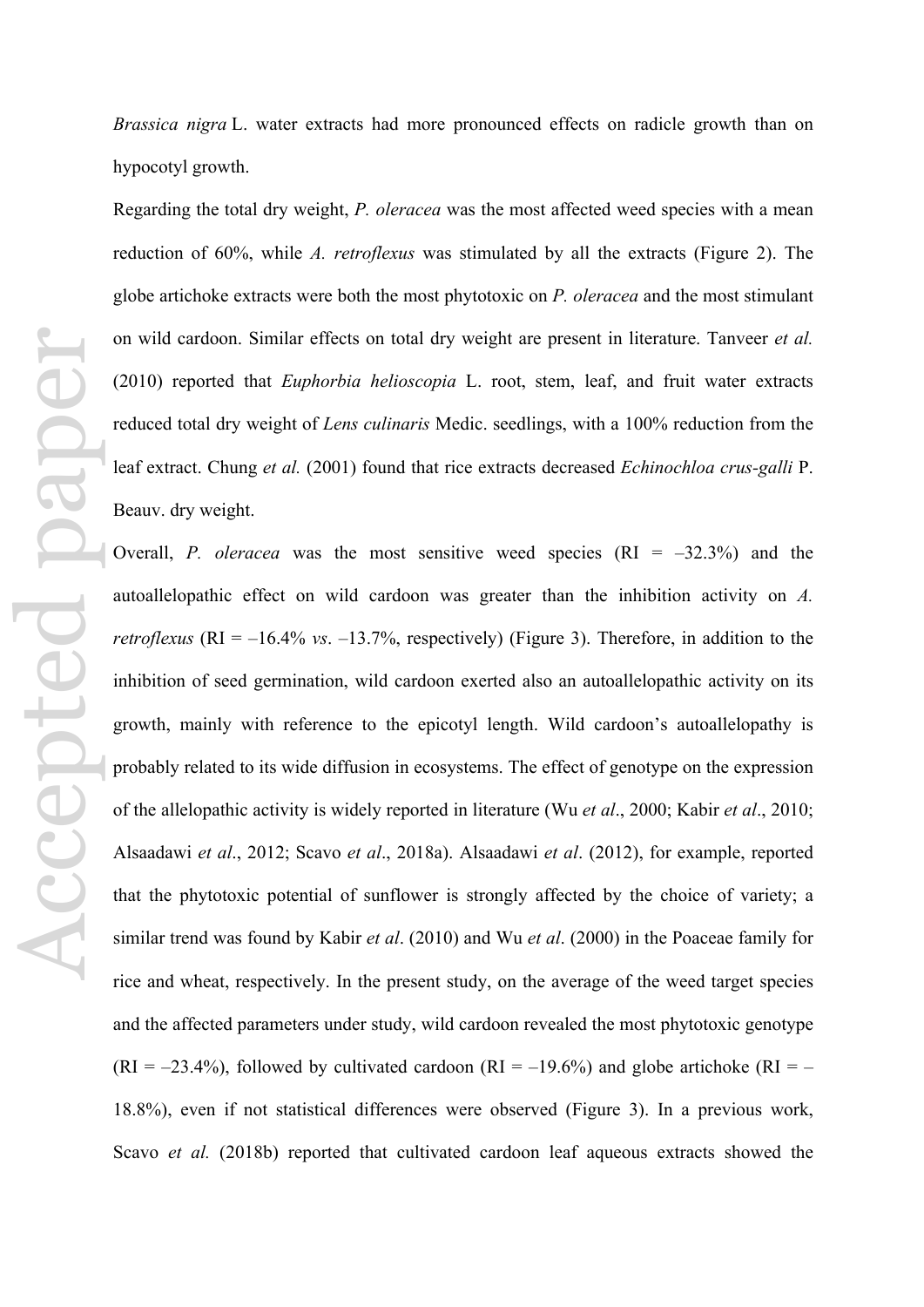*Brassica nigra* L. water extracts had more pronounced effects on radicle growth than on hypocotyl growth.

Regarding the total dry weight, *P. oleracea* was the most affected weed species with a mean reduction of 60%, while *A. retroflexus* was stimulated by all the extracts (Figure 2). The globe artichoke extracts were both the most phytotoxic on *P. oleracea* and the most stimulant on wild cardoon. Similar effects on total dry weight are present in literature. Tanveer *et al.* (2010) reported that *Euphorbia helioscopia* L. root, stem, leaf, and fruit water extracts reduced total dry weight of *Lens culinaris* Medic. seedlings, with a 100% reduction from the leaf extract. Chung *et al.* (2001) found that rice extracts decreased *Echinochloa crus-galli* P. Beauv. dry weight.

Overall, *P. oleracea* was the most sensitive weed species (RI = –32.3%) and the autoallelopathic effect on wild cardoon was greater than the inhibition activity on *A. retroflexus* (RI = –16.4% *vs*. –13.7%, respectively) (Figure 3). Therefore, in addition to the inhibition of seed germination, wild cardoon exerted also an autoallelopathic activity on its growth, mainly with reference to the epicotyl length. Wild cardoon's autoallelopathy is probably related to its wide diffusion in ecosystems. The effect of genotype on the expression of the allelopathic activity is widely reported in literature (Wu *et al*., 2000; Kabir *et al*., 2010; Alsaadawi *et al*., 2012; Scavo *et al*., 2018a). Alsaadawi *et al*. (2012), for example, reported that the phytotoxic potential of sunflower is strongly affected by the choice of variety; a similar trend was found by Kabir *et al*. (2010) and Wu *et al*. (2000) in the Poaceae family for rice and wheat, respectively. In the present study, on the average of the weed target species and the affected parameters under study, wild cardoon revealed the most phytotoxic genotype (RI = –23.4%), followed by cultivated cardoon (RI = –19.6%) and globe artichoke (RI = –18.8%), even if not statistical differences were observed (Figure 3). In a previous work, Scavo *et al.* (2018b) reported that cultivated cardoon leaf aqueous extracts showed the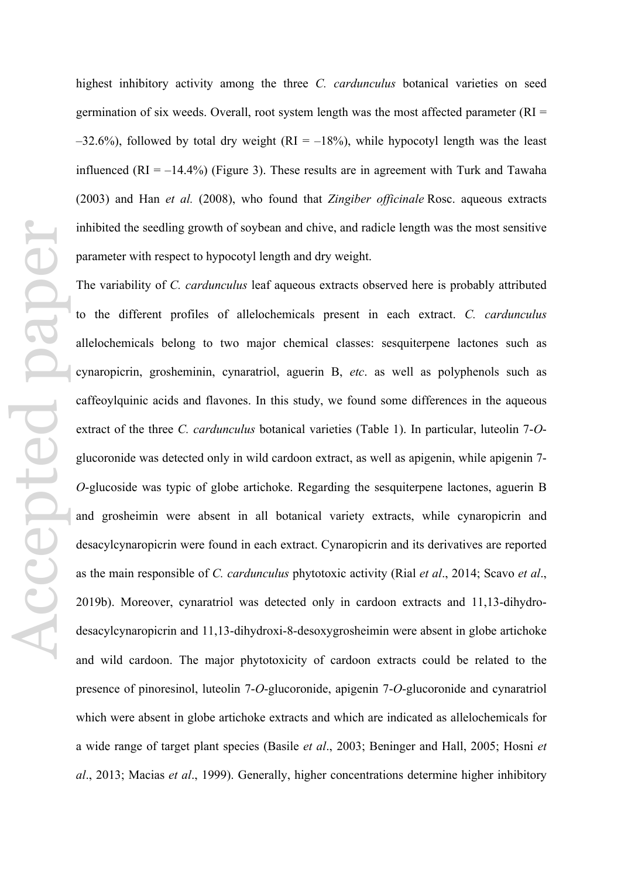highest inhibitory activity among the three *C. cardunculus* botanical varieties on seed germination of six weeds. Overall, root system length was the most affected parameter (RI = –32.6%), followed by total dry weight (RI = –18%), while hypocotyl length was the least influenced (RI = –14.4%) (Figure 3). These results are in agreement with Turk and Tawaha (2003) and Han *et al.* (2008), who found that *Zingiber officinale* Rosc. aqueous extracts inhibited the seedling growth of soybean and chive, and radicle length was the most sensitive parameter with respect to hypocotyl length and dry weight.

The variability of *C. cardunculus* leaf aqueous extracts observed here is probably attributed to the different profiles of allelochemicals present in each extract. *C. cardunculus* allelochemicals belong to two major chemical classes: sesquiterpene lactones such as cynaropicrin, grosheminin, cynaratriol, aguerin B, *etc*. as well as polyphenols such as caffeoylquinic acids and flavones. In this study, we found some differences in the aqueous extract of the three *C. cardunculus* botanical varieties (Table 1). In particular, luteolin 7-*O*-glucoronide was detected only in wild cardoon extract, as well as apigenin, while apigenin 7-*O*-glucoside was typic of globe artichoke. Regarding the sesquiterpene lactones, aguerin B and grosheimin were absent in all botanical variety extracts, while cynaropicrin and desacylcynaropicrin were found in each extract. Cynaropicrin and its derivatives are reported as the main responsible of *C. cardunculus* phytotoxic activity (Rial *et al*., 2014; Scavo *et al*., 2019b). Moreover, cynaratriol was detected only in cardoon extracts and 11,13-dihydro-desacylcynaropicrin and 11,13-dihydroxi-8-desoxygrosheimin were absent in globe artichoke and wild cardoon. The major phytotoxicity of cardoon extracts could be related to the presence of pinoresinol, luteolin 7-*O*-glucoronide, apigenin 7-*O*-glucoronide and cynaratriol which were absent in globe artichoke extracts and which are indicated as allelochemicals for a wide range of target plant species (Basile *et al*., 2003; Beninger and Hall, 2005; Hosni *et al*., 2013; Macias *et al*., 1999). Generally, higher concentrations determine higher inhibitory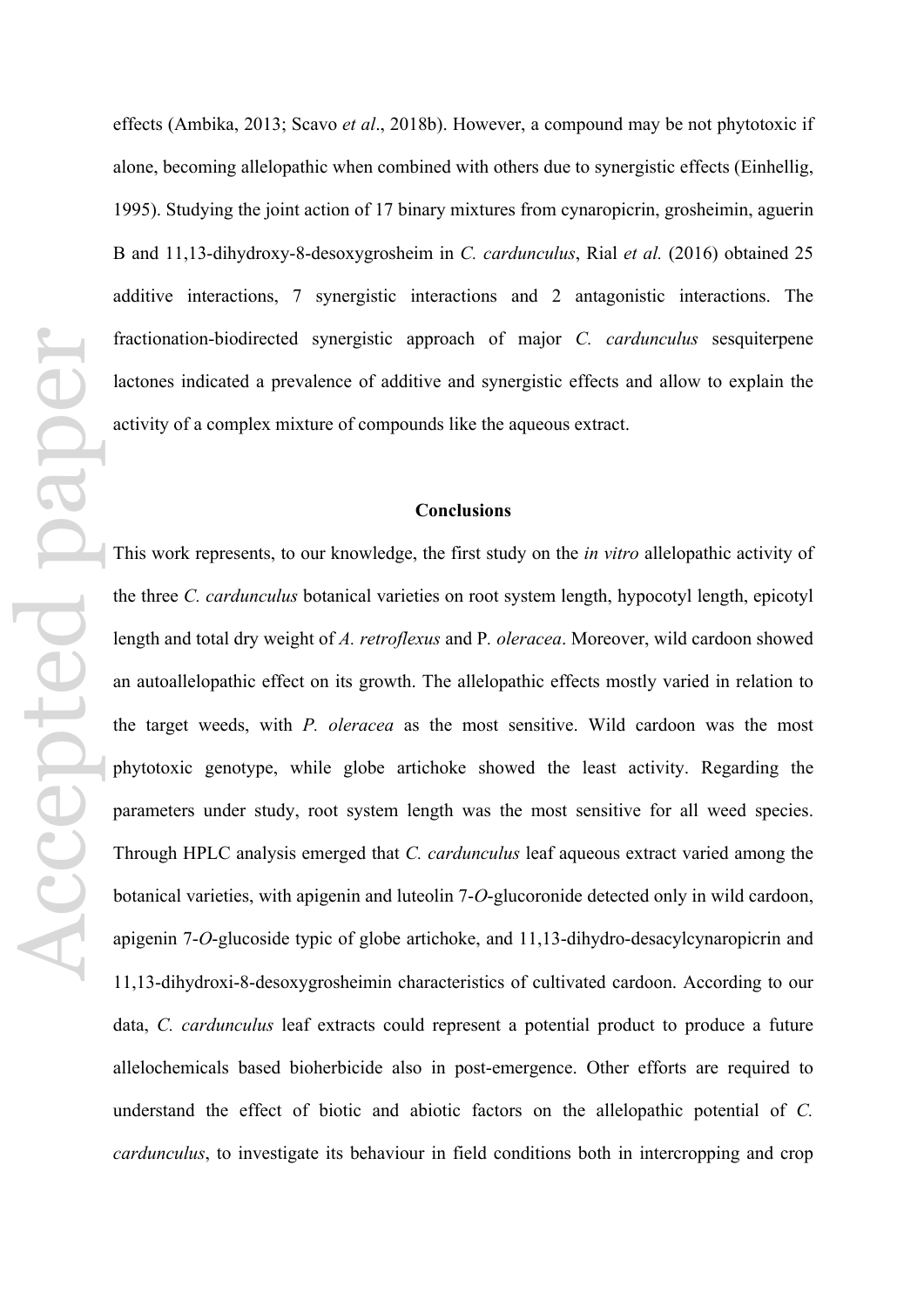effects (Ambika, 2013; Scavo *et al*., 2018b). However, a compound may be not phytotoxic if alone, becoming allelopathic when combined with others due to synergistic effects (Einhellig, 1995). Studying the joint action of 17 binary mixtures from cynaropicrin, grosheimin, aguerin B and 11,13-dihydroxy-8-desoxygrosheim in *C. cardunculus*, Rial *et al.* (2016) obtained 25 additive interactions, 7 synergistic interactions and 2 antagonistic interactions. The fractionation-biodirected synergistic approach of major *C. cardunculus* sesquiterpene lactones indicated a prevalence of additive and synergistic effects and allow to explain the activity of a complex mixture of compounds like the aqueous extract.

## Conclusions

This work represents, to our knowledge, the first study on the *in vitro* allelopathic activity of the three *C. cardunculus* botanical varieties on root system length, hypocotyl length, epicotyl length and total dry weight of *A. retroflexus* and P. *oleracea*. Moreover, wild cardoon showed an autoallelopathic effect on its growth. The allelopathic effects mostly varied in relation to the target weeds, with *P. oleracea* as the most sensitive. Wild cardoon was the most phytotoxic genotype, while globe artichoke showed the least activity. Regarding the parameters under study, root system length was the most sensitive for all weed species. Through HPLC analysis emerged that *C. cardunculus* leaf aqueous extract varied among the botanical varieties, with apigenin and luteolin 7-*O*-glucoronide detected only in wild cardoon, apigenin 7-*O*-glucoside typic of globe artichoke, and 11,13-dihydro-desacylcynaropicrin and 11,13-dihydroxi-8-desoxygrosheimin characteristics of cultivated cardoon. According to our data, *C. cardunculus* leaf extracts could represent a potential product to produce a future allelochemicals based bioherbicide also in post-emergence. Other efforts are required to understand the effect of biotic and abiotic factors on the allelopathic potential of *C. cardunculus*, to investigate its behaviour in field conditions both in intercropping and crop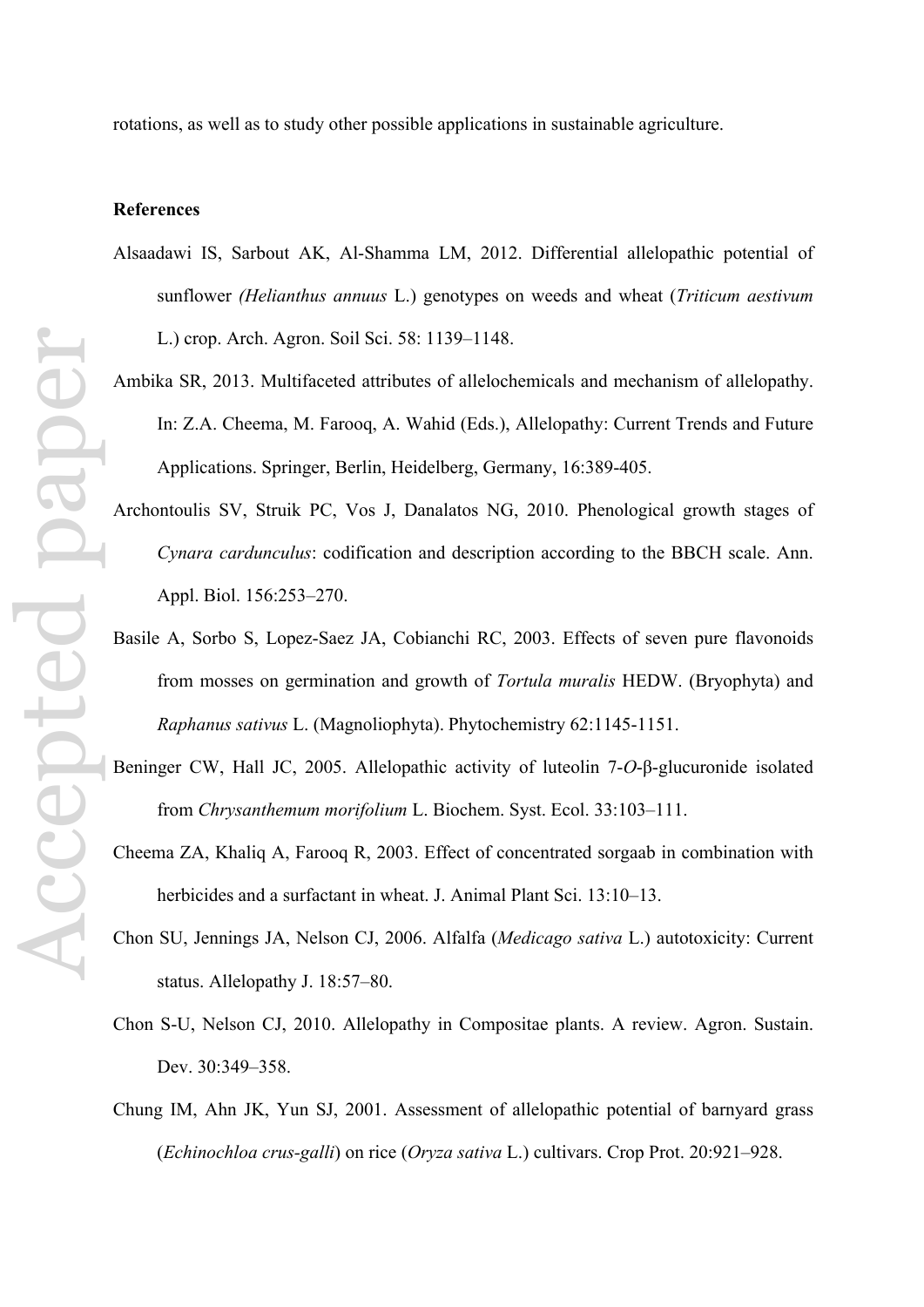rotations, as well as to study other possible applications in sustainable agriculture.

**References**

Alsaadawi IS, Sarbout AK, Al-Shamma LM, 2012. Differential allelopathic potential of sunflower *(Helianthus annuus* L.) genotypes on weeds and wheat (*Triticum aestivum* L.) crop. Arch. Agron. Soil Sci. 58: 1139–1148.

Ambika SR, 2013. Multifaceted attributes of allelochemicals and mechanism of allelopathy. In: Z.A. Cheema, M. Farooq, A. Wahid (Eds.), Allelopathy: Current Trends and Future Applications. Springer, Berlin, Heidelberg, Germany, 16:389-405.

Archontoulis SV, Struik PC, Vos J, Danalatos NG, 2010. Phenological growth stages of *Cynara cardunculus*: codification and description according to the BBCH scale. Ann. Appl. Biol. 156:253–270.

Basile A, Sorbo S, Lopez-Saez JA, Cobianchi RC, 2003. Effects of seven pure flavonoids from mosses on germination and growth of *Tortula muralis* HEDW. (Bryophyta) and *Raphanus sativus* L. (Magnoliophyta). Phytochemistry 62:1145-1151.

Beninger CW, Hall JC, 2005. Allelopathic activity of luteolin 7-*O*-β-glucuronide isolated from *Chrysanthemum morifolium* L. Biochem. Syst. Ecol. 33:103–111.

Cheema ZA, Khaliq A, Farooq R, 2003. Effect of concentrated sorgaab in combination with herbicides and a surfactant in wheat. J. Animal Plant Sci. 13:10–13.

Chon SU, Jennings JA, Nelson CJ, 2006. Alfalfa (*Medicago sativa* L.) autotoxicity: Current status. Allelopathy J. 18:57–80.

Chon S-U, Nelson CJ, 2010. Allelopathy in Compositae plants. A review. Agron. Sustain. Dev. 30:349–358.

Chung IM, Ahn JK, Yun SJ, 2001. Assessment of allelopathic potential of barnyard grass (*Echinochloa crus-galli*) on rice (*Oryza sativa* L.) cultivars. Crop Prot. 20:921–928.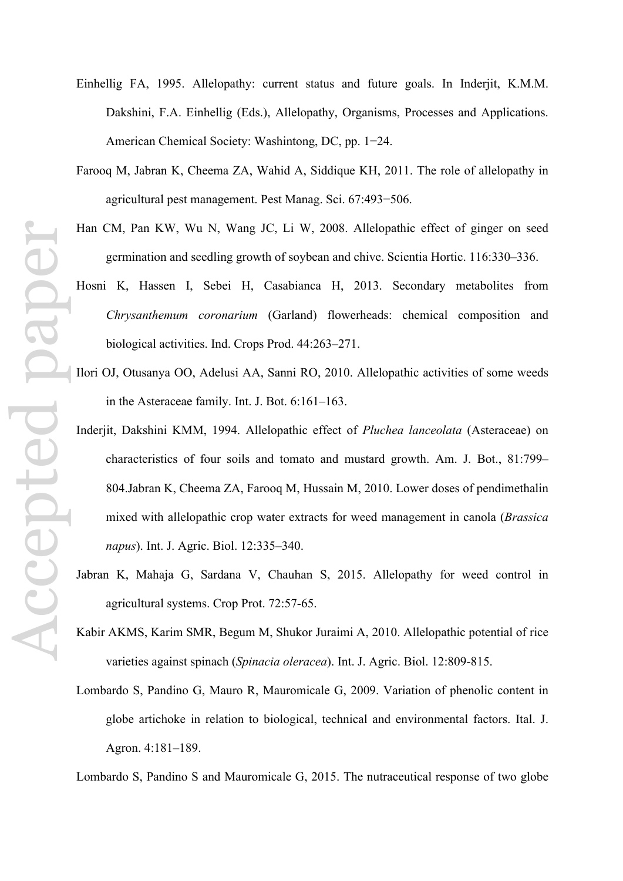Einhellig FA, 1995. Allelopathy: current status and future goals. In Inderjit, K.M.M. Dakshini, F.A. Einhellig (Eds.), Allelopathy, Organisms, Processes and Applications. American Chemical Society: Washintong, DC, pp. 1−24.

Farooq M, Jabran K, Cheema ZA, Wahid A, Siddique KH, 2011. The role of allelopathy in agricultural pest management. Pest Manag. Sci. 67:493−506.

Han CM, Pan KW, Wu N, Wang JC, Li W, 2008. Allelopathic effect of ginger on seed germination and seedling growth of soybean and chive. Scientia Hortic. 116:330–336.

Hosni K, Hassen I, Sebei H, Casabianca H, 2013. Secondary metabolites from *Chrysanthemum coronarium* (Garland) flowerheads: chemical composition and biological activities. Ind. Crops Prod. 44:263–271.

Ilori OJ, Otusanya OO, Adelusi AA, Sanni RO, 2010. Allelopathic activities of some weeds in the Asteraceae family. Int. J. Bot. 6:161–163.

Inderjit, Dakshini KMM, 1994. Allelopathic effect of *Pluchea lanceolata* (Asteraceae) on characteristics of four soils and tomato and mustard growth. Am. J. Bot., 81:799–804.Jabran K, Cheema ZA, Farooq M, Hussain M, 2010. Lower doses of pendimethalin mixed with allelopathic crop water extracts for weed management in canola (*Brassica napus*). Int. J. Agric. Biol. 12:335–340.

Jabran K, Mahaja G, Sardana V, Chauhan S, 2015. Allelopathy for weed control in agricultural systems. Crop Prot. 72:57-65.

Kabir AKMS, Karim SMR, Begum M, Shukor Juraimi A, 2010. Allelopathic potential of rice varieties against spinach (*Spinacia oleracea*). Int. J. Agric. Biol. 12:809-815.

Lombardo S, Pandino G, Mauro R, Mauromicale G, 2009. Variation of phenolic content in globe artichoke in relation to biological, technical and environmental factors. Ital. J. Agron. 4:181–189.

Lombardo S, Pandino S and Mauromicale G, 2015. The nutraceutical response of two globe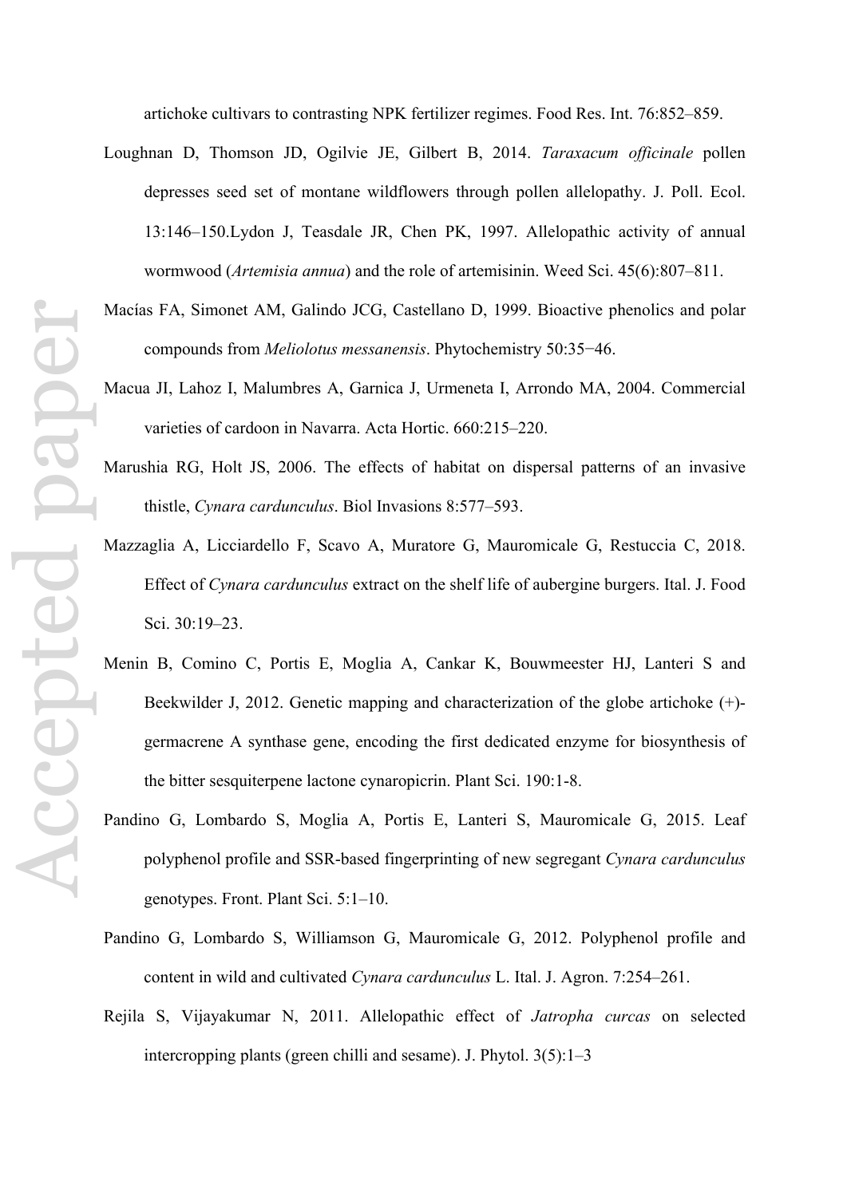artichoke cultivars to contrasting NPK fertilizer regimes. Food Res. Int. 76:852–859.

Loughnan D, Thomson JD, Ogilvie JE, Gilbert B, 2014. *Taraxacum officinale* pollen depresses seed set of montane wildflowers through pollen allelopathy. J. Poll. Ecol. 13:146–150.Lydon J, Teasdale JR, Chen PK, 1997. Allelopathic activity of annual wormwood (*Artemisia annua*) and the role of artemisinin. Weed Sci. 45(6):807–811.

Macías FA, Simonet AM, Galindo JCG, Castellano D, 1999. Bioactive phenolics and polar compounds from *Meliolotus messanensis*. Phytochemistry 50:35−46.

Macua JI, Lahoz I, Malumbres A, Garnica J, Urmeneta I, Arrondo MA, 2004. Commercial varieties of cardoon in Navarra. Acta Hortic. 660:215–220.

Marushia RG, Holt JS, 2006. The effects of habitat on dispersal patterns of an invasive thistle, *Cynara cardunculus*. Biol Invasions 8:577–593.

Mazzaglia A, Licciardello F, Scavo A, Muratore G, Mauromicale G, Restuccia C, 2018. Effect of *Cynara cardunculus* extract on the shelf life of aubergine burgers. Ital. J. Food Sci. 30:19–23.

Menin B, Comino C, Portis E, Moglia A, Cankar K, Bouwmeester HJ, Lanteri S and Beekwilder J, 2012. Genetic mapping and characterization of the globe artichoke (+)-germacrene A synthase gene, encoding the first dedicated enzyme for biosynthesis of the bitter sesquiterpene lactone cynaropicrin. Plant Sci. 190:1-8.

Pandino G, Lombardo S, Moglia A, Portis E, Lanteri S, Mauromicale G, 2015. Leaf polyphenol profile and SSR-based fingerprinting of new segregant *Cynara cardunculus* genotypes. Front. Plant Sci. 5:1–10.

Pandino G, Lombardo S, Williamson G, Mauromicale G, 2012. Polyphenol profile and content in wild and cultivated *Cynara cardunculus* L. Ital. J. Agron. 7:254–261.

Rejila S, Vijayakumar N, 2011. Allelopathic effect of *Jatropha curcas* on selected intercropping plants (green chilli and sesame). J. Phytol. 3(5):1–3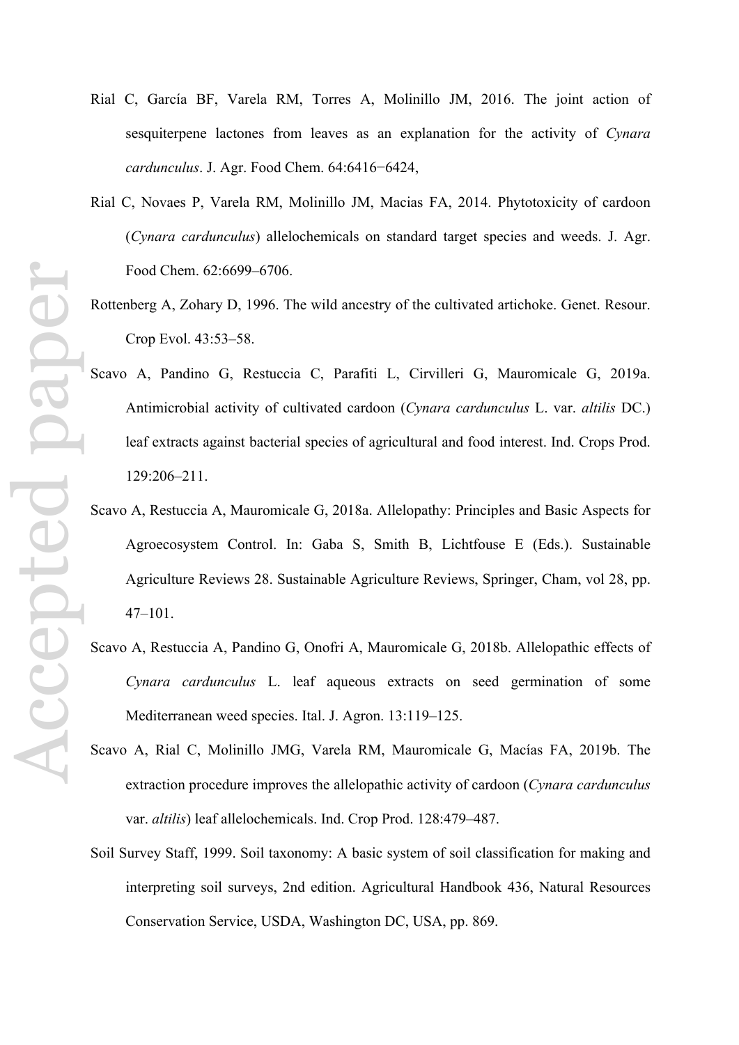Rial C, García BF, Varela RM, Torres A, Molinillo JM, 2016. The joint action of sesquiterpene lactones from leaves as an explanation for the activity of *Cynara cardunculus*. J. Agr. Food Chem. 64:6416−6424,

Rial C, Novaes P, Varela RM, Molinillo JM, Macias FA, 2014. Phytotoxicity of cardoon (*Cynara cardunculus*) allelochemicals on standard target species and weeds. J. Agr. Food Chem. 62:6699–6706.

Rottenberg A, Zohary D, 1996. The wild ancestry of the cultivated artichoke. Genet. Resour. Crop Evol. 43:53–58.

Scavo A, Pandino G, Restuccia C, Parafiti L, Cirvilleri G, Mauromicale G, 2019a. Antimicrobial activity of cultivated cardoon (*Cynara cardunculus* L. var. *altilis* DC.) leaf extracts against bacterial species of agricultural and food interest. Ind. Crops Prod. 129:206–211.

Scavo A, Restuccia A, Mauromicale G, 2018a. Allelopathy: Principles and Basic Aspects for Agroecosystem Control. In: Gaba S, Smith B, Lichtfouse E (Eds.). Sustainable Agriculture Reviews 28. Sustainable Agriculture Reviews, Springer, Cham, vol 28, pp. 47–101.

Scavo A, Restuccia A, Pandino G, Onofri A, Mauromicale G, 2018b. Allelopathic effects of *Cynara cardunculus* L. leaf aqueous extracts on seed germination of some Mediterranean weed species. Ital. J. Agron. 13:119–125.

Scavo A, Rial C, Molinillo JMG, Varela RM, Mauromicale G, Macías FA, 2019b. The extraction procedure improves the allelopathic activity of cardoon (*Cynara cardunculus* var. *altilis*) leaf allelochemicals. Ind. Crop Prod. 128:479–487.

Soil Survey Staff, 1999. Soil taxonomy: A basic system of soil classification for making and interpreting soil surveys, 2nd edition. Agricultural Handbook 436, Natural Resources Conservation Service, USDA, Washington DC, USA, pp. 869.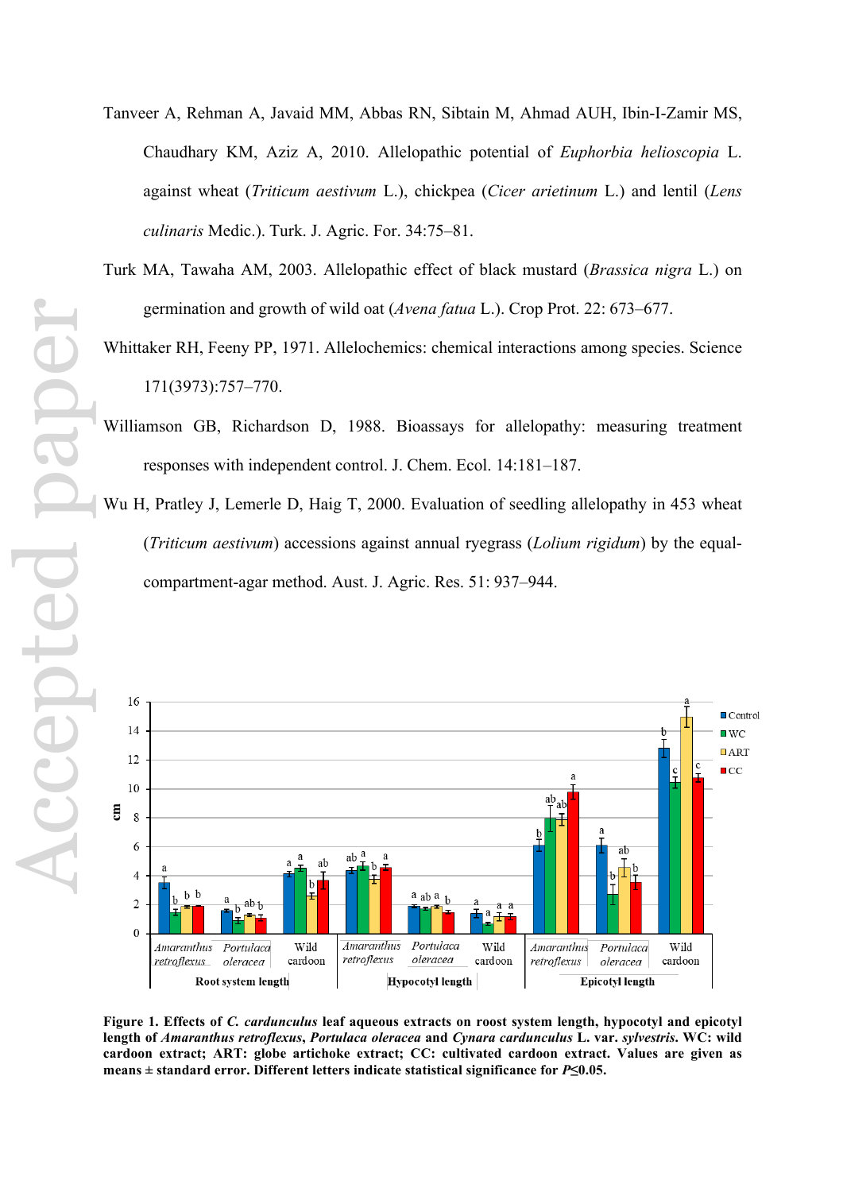Tanveer A, Rehman A, Javaid MM, Abbas RN, Sibtain M, Ahmad AUH, Ibin-I-Zamir MS, Chaudhary KM, Aziz A, 2010. Allelopathic potential of *Euphorbia helioscopia* L. against wheat (*Triticum aestivum* L.), chickpea (*Cicer arietinum* L.) and lentil (*Lens culinaris* Medic.). Turk. J. Agric. For. 34:75–81.

Turk MA, Tawaha AM, 2003. Allelopathic effect of black mustard (*Brassica nigra* L.) on germination and growth of wild oat (*Avena fatua* L.). Crop Prot. 22: 673–677.

Whittaker RH, Feeny PP, 1971. Allelochemics: chemical interactions among species. Science 171(3973):757–770.

Williamson GB, Richardson D, 1988. Bioassays for allelopathy: measuring treatment responses with independent control. J. Chem. Ecol. 14:181–187.

Wu H, Pratley J, Lemerle D, Haig T, 2000. Evaluation of seedling allelopathy in 453 wheat (*Triticum aestivum*) accessions against annual ryegrass (*Lolium rigidum*) by the equal-compartment-agar method. Aust. J. Agric. Res. 51: 937–944.

**Figure 1. Effects of *C. cardunculus* leaf aqueous extracts on roost system length, hypocotyl and epicotyl length of *Amaranthus retroflexus*, *Portulaca oleracea* and *Cynara cardunculus* L. var. *sylvestris*. WC: wild cardoon extract; ART: globe artichoke extract; CC: cultivated cardoon extract. Values are given as means ± standard error. Different letters indicate statistical significance for $P \leq 0.05$.**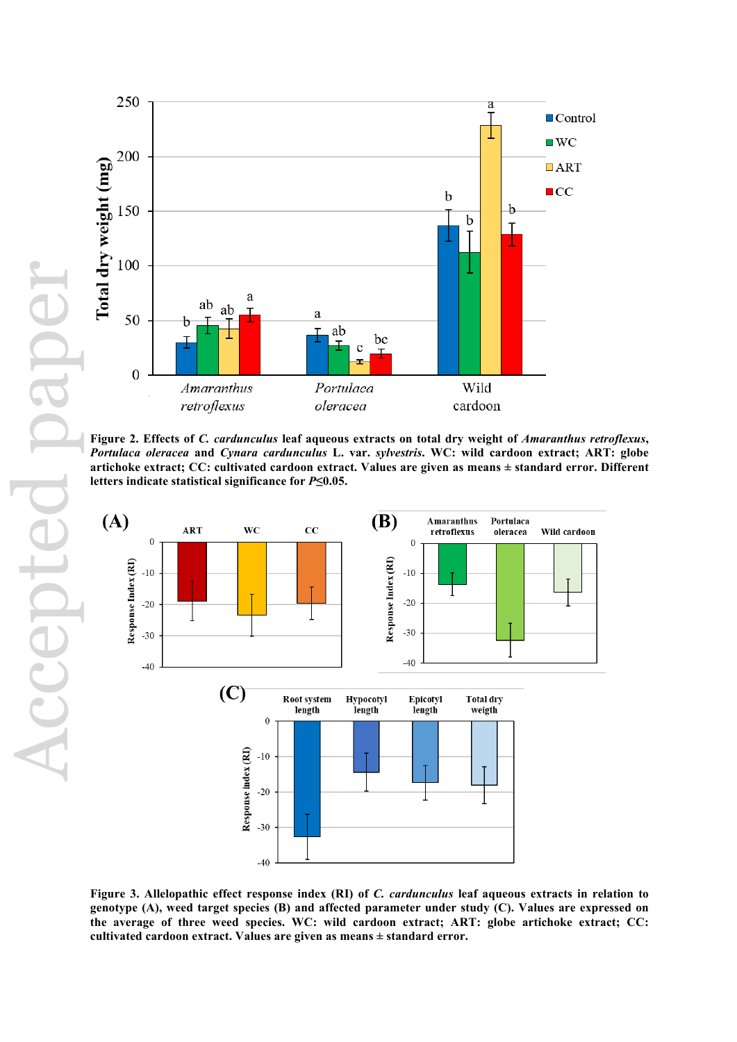**Figure 2. Effects of *C. cardunculus* leaf aqueous extracts on total dry weight of *Amaranthus retroflexus*, *Portulaca oleracea* and *Cynara cardunculus* L. var. *sylvestris*. WC: wild cardoon extract; ART: globe artichoke extract; CC: cultivated cardoon extract. Values are given as means ± standard error. Different letters indicate statistical significance for *P*≤0.05.**

**Figure 3. Allelopathic effect response index (RI) of *C. cardunculus* leaf aqueous extracts in relation to genotype (A), weed target species (B) and affected parameter under study (C). Values are expressed on the average of three weed species. WC: wild cardoon extract; ART: globe artichoke extract; CC: cultivated cardoon extract. Values are given as means ± standard error.**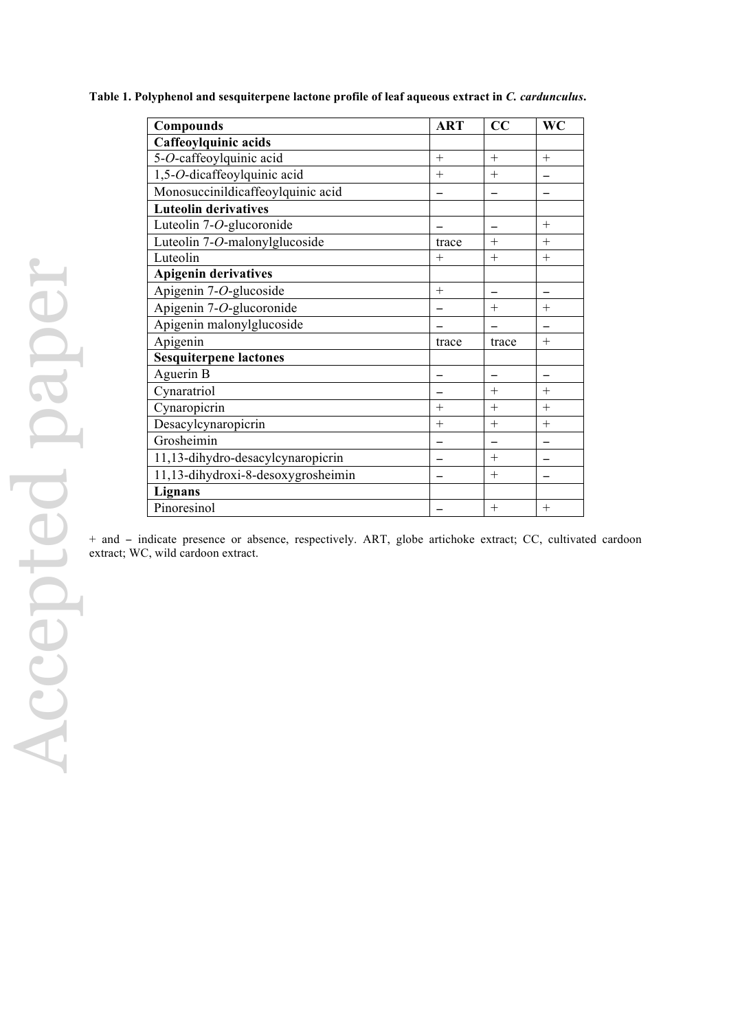**Table 1. Polyphenol and sesquiterpene lactone profile of leaf aqueous extract in *C. cardunculus*.**

| Compounds | ART | CC | WC |
|---|---|---|---|
| **Caffeoylquinic acids** | | | |
| 5-*O*-caffeoylquinic acid | + | + | + |
| 1,5-*O*-dicaffeoylquinic acid | + | + | – |
| Monosuccinildicaffeoylquinic acid | – | – | – |
| **Luteolin derivatives** | | | |
| Luteolin 7-*O*-glucoronide | – | – | + |
| Luteolin 7-*O*-malonylglucoside | trace | + | + |
| Luteolin | + | + | + |
| **Apigenin derivatives** | | | |
| Apigenin 7-*O*-glucoside | + | – | – |
| Apigenin 7-*O*-glucoronide | – | + | + |
| Apigenin malonylglucoside | – | – | – |
| Apigenin | trace | trace | + |
| **Sesquiterpene lactones** | | | |
| Aguerin B | – | – | – |
| Cynaratriol | – | + | + |
| Cynaropicrin | + | + | + |
| Desacylcynaropicrin | + | + | + |
| Grosheimin | – | – | – |
| 11,13-dihydro-desacylcynaropicrin | – | + | – |
| 11,13-dihydroxi-8-desoxygrosheimin | – | + | – |
| **Lignans** | | | |
| Pinoresinol | – | + | + |

+ and – indicate presence or absence, respectively. ART, globe artichoke extract; CC, cultivated cardoon extract; WC, wild cardoon extract.